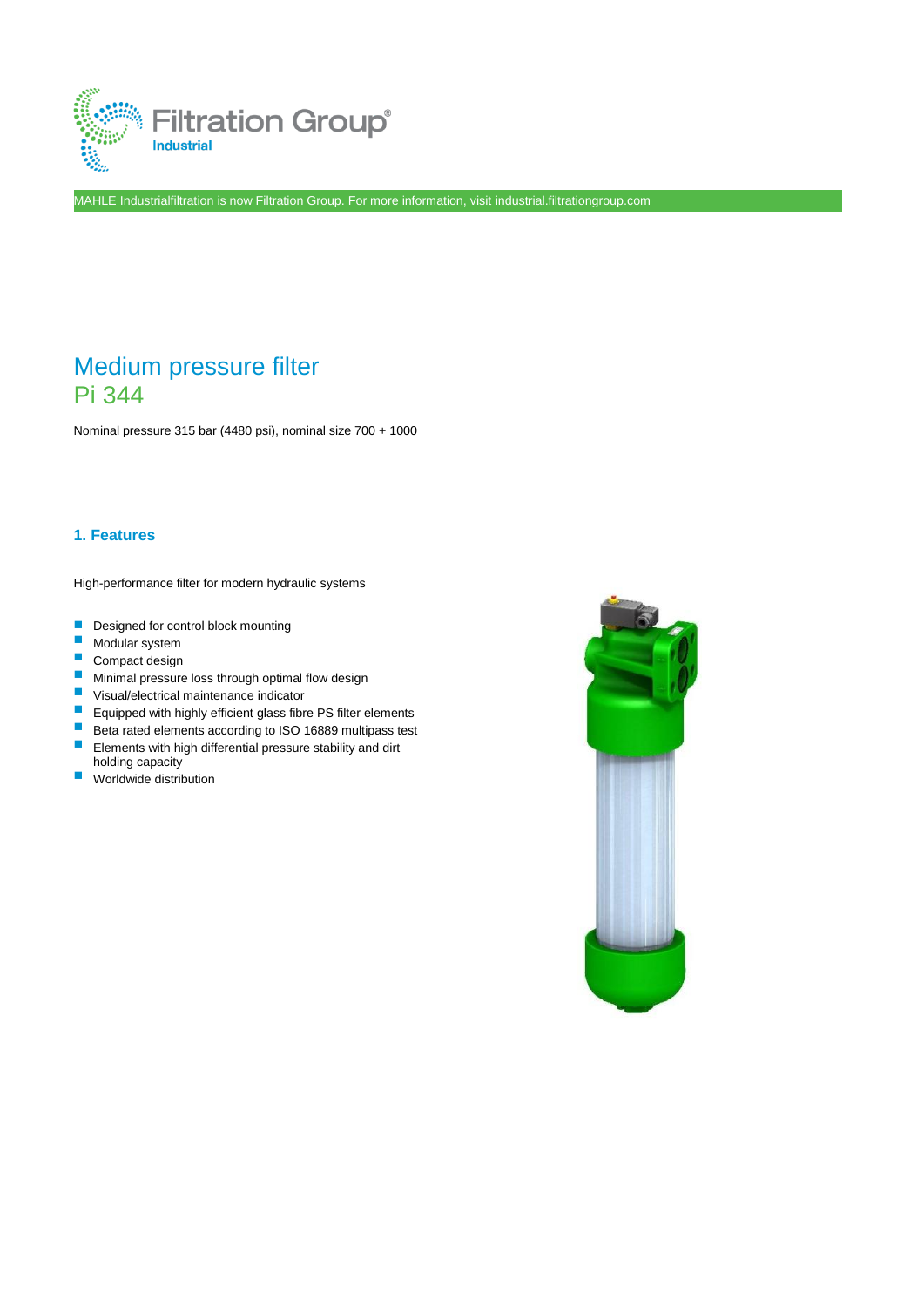Filtration Group®
Industrial

MAHLE Industrialfiltration is now Filtration Group. For more information, visit industrial.filtrationgroup.com

# Medium pressure filter
# Pi 344

Nominal pressure 315 bar (4480 psi), nominal size 700 + 1000

## 1. Features

High-performance filter for modern hydraulic systems

- Designed for control block mounting
- Modular system
- Compact design
- Minimal pressure loss through optimal flow design
- Visual/electrical maintenance indicator
- Equipped with highly efficient glass fibre PS filter elements
- Beta rated elements according to ISO 16889 multipass test
- Elements with high differential pressure stability and dirt holding capacity
- Worldwide distribution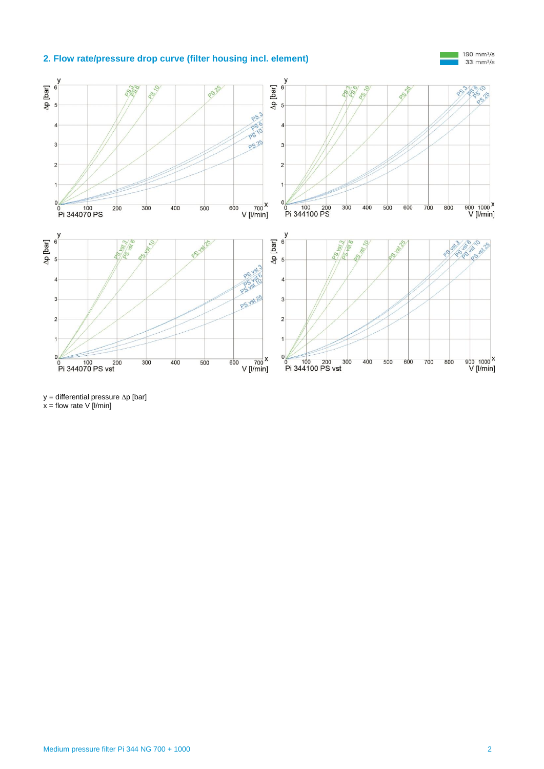## 2. Flow rate/pressure drop curve (filter housing incl. element)

190 mm²/s
33 mm²/s

Pi 344070 PS

Pi 344100 PS

Pi 344070 PS vst

Pi 344100 PS vst

y = differential pressure ∆p [bar]
x = flow rate V [l/min]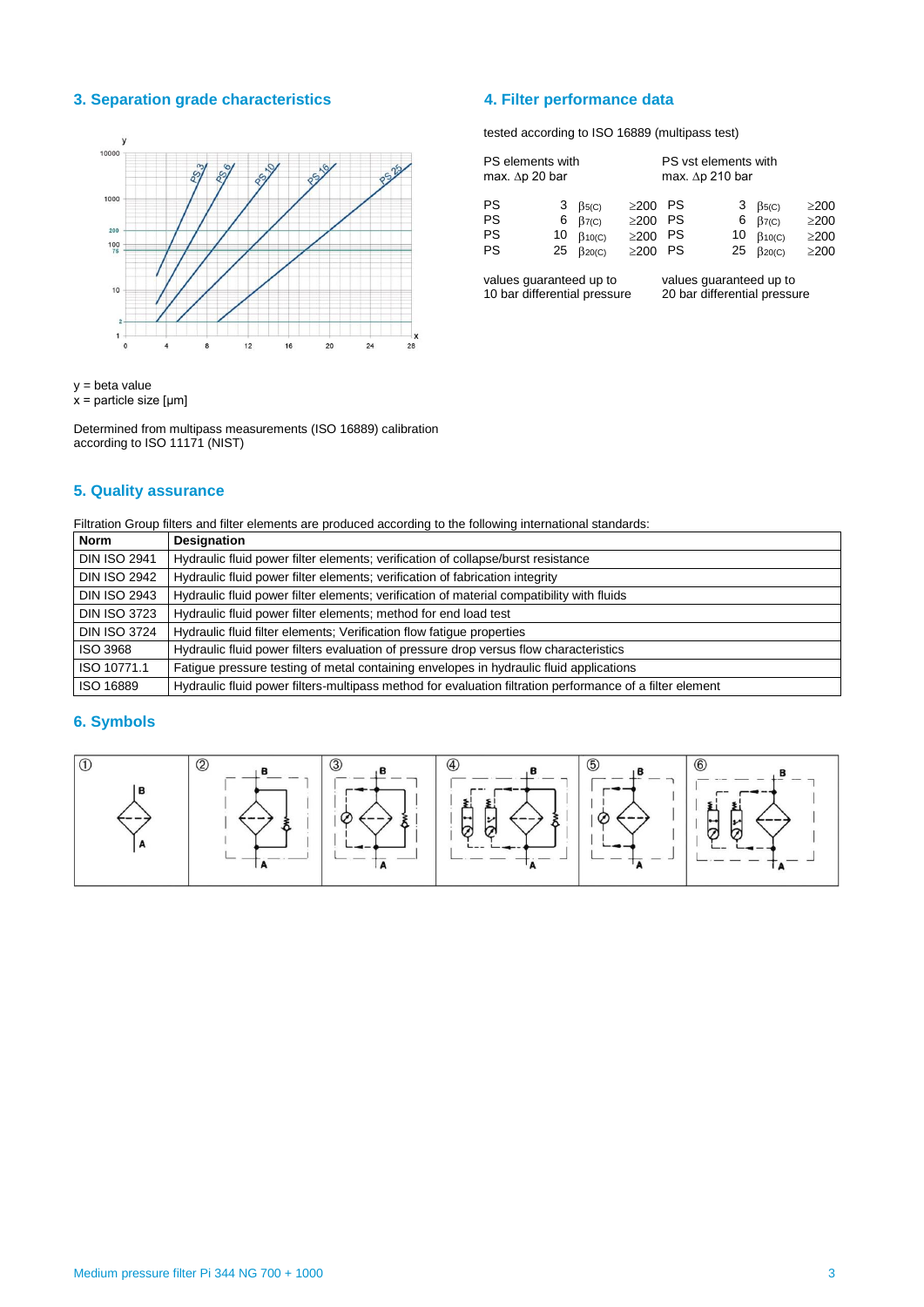## 3. Separation grade characteristics

y = beta value
x = particle size [μm]

Determined from multipass measurements (ISO 16889) calibration according to ISO 11171 (NIST)

## 4. Filter performance data

tested according to ISO 16889 (multipass test)

| PS elements with max. Δp 20 bar | | | | PS vst elements with max. Δp 210 bar | | | |
|---|---|---|---|---|---|---|---|
| PS | 3 | $\beta_{5(C)}$ | ≥200 | PS | 3 | $\beta_{5(C)}$ | ≥200 |
| PS | 6 | $\beta_{7(C)}$ | ≥200 | PS | 6 | $\beta_{7(C)}$ | ≥200 |
| PS | 10 | $\beta_{10(C)}$ | ≥200 | PS | 10 | $\beta_{10(C)}$ | ≥200 |
| PS | 25 | $\beta_{20(C)}$ | ≥200 | PS | 25 | $\beta_{20(C)}$ | ≥200 |
| values guaranteed up to 10 bar differential pressure | | | | values guaranteed up to 20 bar differential pressure | | | |

## 5. Quality assurance

Filtration Group filters and filter elements are produced according to the following international standards:

| Norm | Designation |
|---|---|
| DIN ISO 2941 | Hydraulic fluid power filter elements; verification of collapse/burst resistance |
| DIN ISO 2942 | Hydraulic fluid power filter elements; verification of fabrication integrity |
| DIN ISO 2943 | Hydraulic fluid power filter elements; verification of material compatibility with fluids |
| DIN ISO 3723 | Hydraulic fluid power filter elements; method for end load test |
| DIN ISO 3724 | Hydraulic fluid filter elements; Verification flow fatigue properties |
| ISO 3968 | Hydraulic fluid power filters evaluation of pressure drop versus flow characteristics |
| ISO 10771.1 | Fatigue pressure testing of metal containing envelopes in hydraulic fluid applications |
| ISO 16889 | Hydraulic fluid power filters-multipass method for evaluation filtration performance of a filter element |

## 6. Symbols

① ② ③ ④ ⑤ ⑥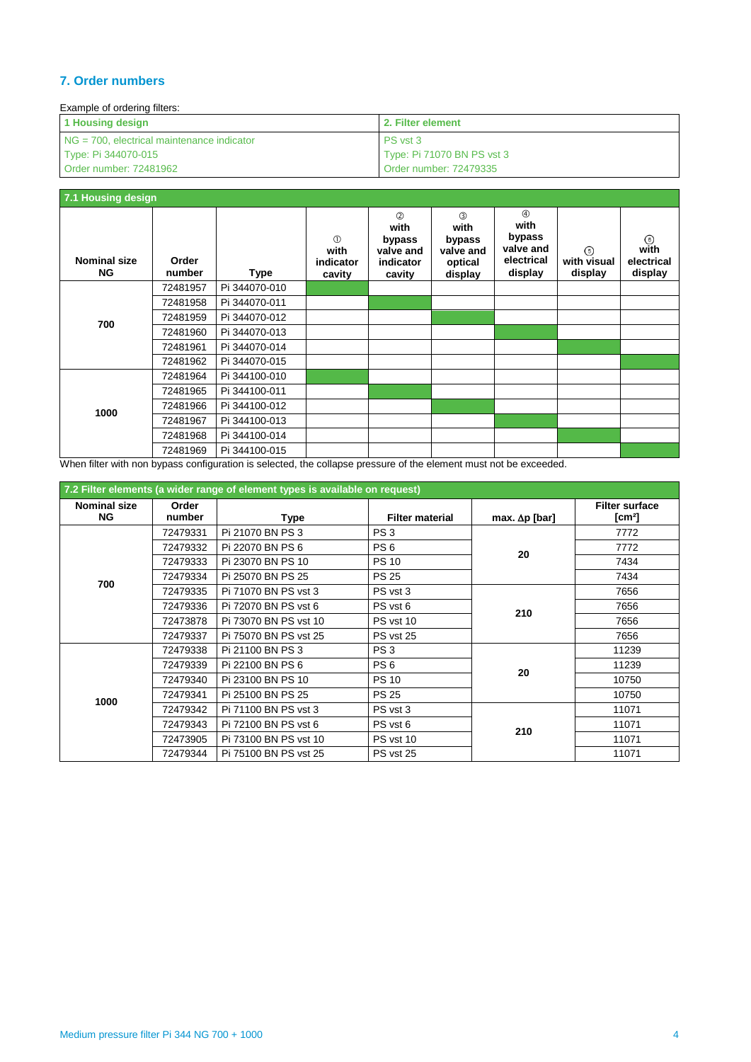## 7. Order numbers

Example of ordering filters:

| 1 Housing design | 2. Filter element |
|---|---|
| NG = 700, electrical maintenance indicator | PS vst 3 |
| Type: Pi 344070-015 | Type: Pi 71070 BN PS vst 3 |
| Order number: 72481962 | Order number: 72479335 |

### 7.1 Housing design

| Nominal size NG | Order number | Type | ① with indicator cavity | ② with bypass valve and indicator cavity | ③ with bypass valve and optical display | ④ with bypass valve and electrical display | ⑤ with visual display | ⑥ with electrical display |
|---|---|---|---|---|---|---|---|---|
| 700 | 72481957 | Pi 344070-010 | ■ | | | | | |
| | 72481958 | Pi 344070-011 | | ■ | | | | |
| | 72481959 | Pi 344070-012 | | | ■ | | | |
| | 72481960 | Pi 344070-013 | | | | ■ | | |
| | 72481961 | Pi 344070-014 | | | | | ■ | |
| | 72481962 | Pi 344070-015 | | | | | | ■ |
| 1000 | 72481964 | Pi 344100-010 | ■ | | | | | |
| | 72481965 | Pi 344100-011 | | ■ | | | | |
| | 72481966 | Pi 344100-012 | | | ■ | | | |
| | 72481967 | Pi 344100-013 | | | | ■ | | |
| | 72481968 | Pi 344100-014 | | | | | ■ | |
| | 72481969 | Pi 344100-015 | | | | | | ■ |

When filter with non bypass configuration is selected, the collapse pressure of the element must not be exceeded.

### 7.2 Filter elements (a wider range of element types is available on request)

| Nominal size NG | Order number | Type | Filter material | max. Δp [bar] | Filter surface [cm²] |
|---|---|---|---|---|---|
| 700 | 72479331 | Pi 21070 BN PS 3 | PS 3 | 20 | 7772 |
| | 72479332 | Pi 22070 BN PS 6 | PS 6 | | 7772 |
| | 72479333 | Pi 23070 BN PS 10 | PS 10 | | 7434 |
| | 72479334 | Pi 25070 BN PS 25 | PS 25 | | 7434 |
| | 72479335 | Pi 71070 BN PS vst 3 | PS vst 3 | 210 | 7656 |
| | 72479336 | Pi 72070 BN PS vst 6 | PS vst 6 | | 7656 |
| | 72473878 | Pi 73070 BN PS vst 10 | PS vst 10 | | 7656 |
| | 72479337 | Pi 75070 BN PS vst 25 | PS vst 25 | | 7656 |
| 1000 | 72479338 | Pi 21100 BN PS 3 | PS 3 | 20 | 11239 |
| | 72479339 | Pi 22100 BN PS 6 | PS 6 | | 11239 |
| | 72479340 | Pi 23100 BN PS 10 | PS 10 | | 10750 |
| | 72479341 | Pi 25100 BN PS 25 | PS 25 | | 10750 |
| | 72479342 | Pi 71100 BN PS vst 3 | PS vst 3 | 210 | 11071 |
| | 72479343 | Pi 72100 BN PS vst 6 | PS vst 6 | | 11071 |
| | 72473905 | Pi 73100 BN PS vst 10 | PS vst 10 | | 11071 |
| | 72479344 | Pi 75100 BN PS vst 25 | PS vst 25 | | 11071 |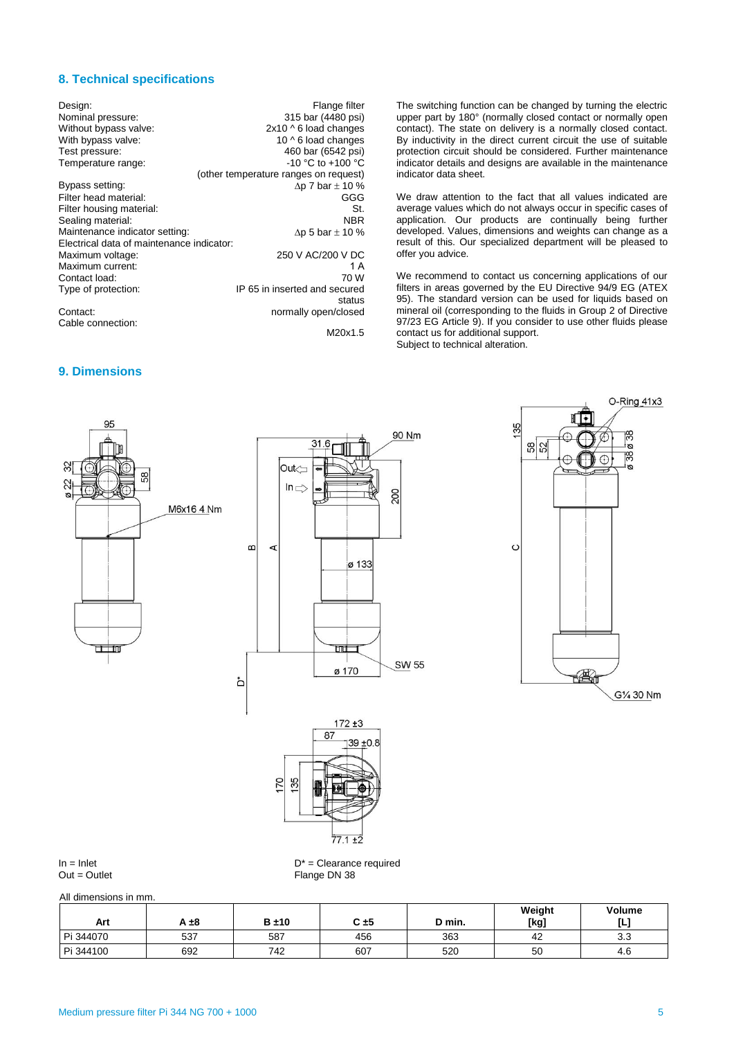## 8. Technical specifications

| | |
|---|---|
| Design: | Flange filter |
| Nominal pressure: | 315 bar (4480 psi) |
| Without bypass valve: | 2x10 ^ 6 load changes |
| With bypass valve: | 10 ^ 6 load changes |
| Test pressure: | 460 bar (6542 psi) |
| Temperature range: | -10 °C to +100 °C (other temperature ranges on request) |
| Bypass setting: | $\Delta p$ 7 bar $\pm$ 10 % |
| Filter head material: | GGG |
| Filter housing material: | St. |
| Sealing material: | NBR |
| Maintenance indicator setting: | $\Delta p$ 5 bar $\pm$ 10 % |
| Electrical data of maintenance indicator: | |
| Maximum voltage: | 250 V AC/200 V DC |
| Maximum current: | 1 A |
| Contact load: | 70 W |
| Type of protection: | IP 65 in inserted and secured status |
| Contact: | normally open/closed |
| Cable connection: | M20x1.5 |

The switching function can be changed by turning the electric upper part by 180° (normally closed contact or normally open contact). The state on delivery is a normally closed contact. By inductivity in the direct current circuit the use of suitable protection circuit should be considered. Further maintenance indicator details and designs are available in the maintenance indicator data sheet.

We draw attention to the fact that all values indicated are average values which do not always occur in specific cases of application. Our products are continually being further developed. Values, dimensions and weights can change as a result of this. Our specialized department will be pleased to offer you advice.

We recommend to contact us concerning applications of our filters in areas governed by the EU Directive 94/9 EG (ATEX 95). The standard version can be used for liquids based on mineral oil (corresponding to the fluids in Group 2 of Directive 97/23 EG Article 9). If you consider to use other fluids please contact us for additional support.
Subject to technical alteration.

## 9. Dimensions

In = Inlet
Out = Outlet

D* = Clearance required
Flange DN 38

All dimensions in mm.

| Art | A ±8 | B ±10 | C ±5 | D min. | Weight [kg] | Volume [L] |
|---|---|---|---|---|---|---|
| Pi 344070 | 537 | 587 | 456 | 363 | 42 | 3.3 |
| Pi 344100 | 692 | 742 | 607 | 520 | 50 | 4.6 |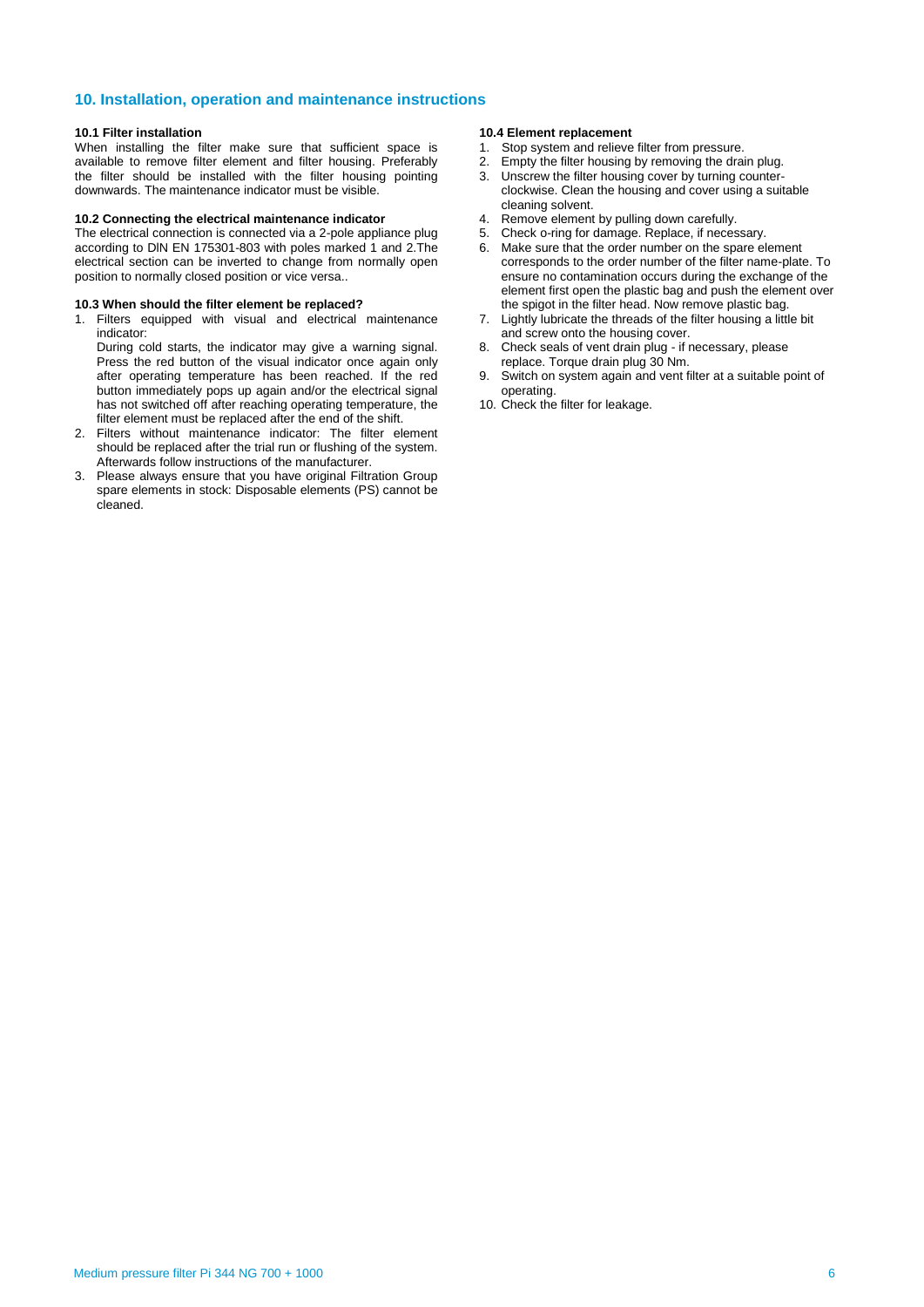## 10. Installation, operation and maintenance instructions

### 10.1 Filter installation

When installing the filter make sure that sufficient space is available to remove filter element and filter housing. Preferably the filter should be installed with the filter housing pointing downwards. The maintenance indicator must be visible.

### 10.2 Connecting the electrical maintenance indicator

The electrical connection is connected via a 2-pole appliance plug according to DIN EN 175301-803 with poles marked 1 and 2.The electrical section can be inverted to change from normally open position to normally closed position or vice versa..

### 10.3 When should the filter element be replaced?

1. Filters equipped with visual and electrical maintenance indicator:

   During cold starts, the indicator may give a warning signal. Press the red button of the visual indicator once again only after operating temperature has been reached. If the red button immediately pops up again and/or the electrical signal has not switched off after reaching operating temperature, the filter element must be replaced after the end of the shift.
2. Filters without maintenance indicator: The filter element should be replaced after the trial run or flushing of the system. Afterwards follow instructions of the manufacturer.
3. Please always ensure that you have original Filtration Group spare elements in stock: Disposable elements (PS) cannot be cleaned.

### 10.4 Element replacement

1. Stop system and relieve filter from pressure.
2. Empty the filter housing by removing the drain plug.
3. Unscrew the filter housing cover by turning counter-clockwise. Clean the housing and cover using a suitable cleaning solvent.
4. Remove element by pulling down carefully.
5. Check o-ring for damage. Replace, if necessary.
6. Make sure that the order number on the spare element corresponds to the order number of the filter name-plate. To ensure no contamination occurs during the exchange of the element first open the plastic bag and push the element over the spigot in the filter head. Now remove plastic bag.
7. Lightly lubricate the threads of the filter housing a little bit and screw onto the housing cover.
8. Check seals of vent drain plug - if necessary, please replace. Torque drain plug 30 Nm.
9. Switch on system again and vent filter at a suitable point of operating.
10. Check the filter for leakage.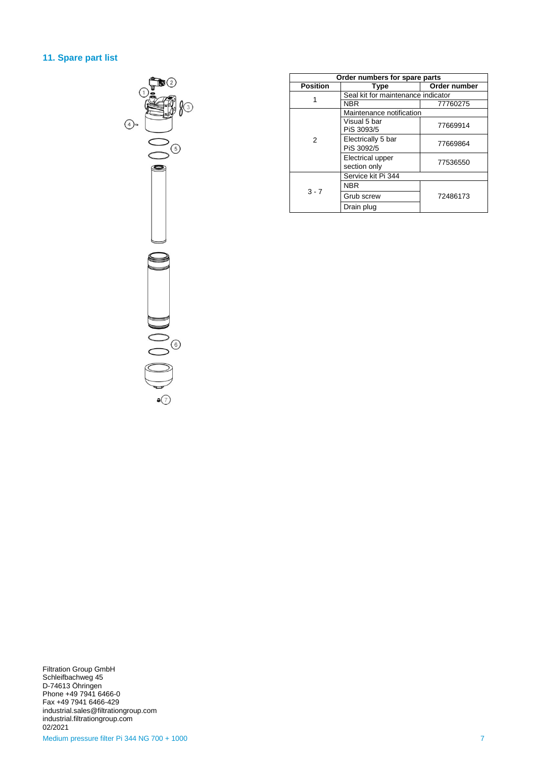## 11. Spare part list

| Order numbers for spare parts | | |
|---|---|---|
| **Position** | **Type** | **Order number** |
| 1 | Seal kit for maintenance indicator | |
| | NBR | 77760275 |
| 2 | Maintenance notification | |
| | Visual 5 bar PiS 3093/5 | 77669914 |
| | Electrically 5 bar PiS 3092/5 | 77669864 |
| | Electrical upper section only | 77536550 |
| 3 - 7 | Service kit Pi 344 | |
| | NBR | 72486173 |
| | Grub screw | |
| | Drain plug | |

Filtration Group GmbH
Schleifbachweg 45
D-74613 Öhringen
Phone +49 7941 6466-0
Fax +49 7941 6466-429
industrial.sales@filtrationgroup.com
industrial.filtrationgroup.com
02/2021